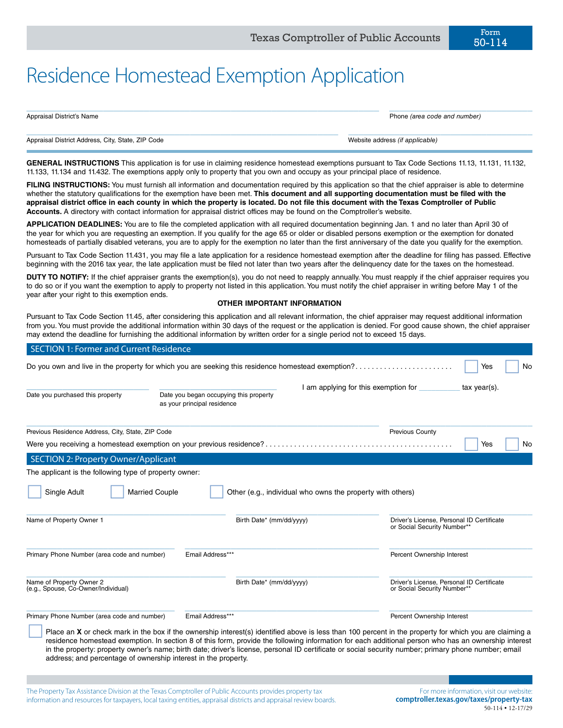Texas Comptroller of Public Accounts

Form 50-114

# Residence Homestead Exemption Application

Appraisal District's Name

Phone *(area code and number)*

Appraisal District Address, City, State, ZIP Code

Website address *(if applicable)*

**GENERAL INSTRUCTIONS** This application is for use in claiming residence homestead exemptions pursuant to Tax Code Sections 11.13, 11.131, 11.132, 11.133, 11.134 and 11.432. The exemptions apply only to property that you own and occupy as your principal place of residence.

**FILING INSTRUCTIONS:** You must furnish all information and documentation required by this application so that the chief appraiser is able to determine whether the statutory qualifications for the exemption have been met. **This document and all supporting documentation must be filed with the appraisal district office in each county in which the property is located. Do not file this document with the Texas Comptroller of Public Accounts.** A directory with contact information for appraisal district offices may be found on the Comptroller's website.

**APPLICATION DEADLINES:** You are to file the completed application with all required documentation beginning Jan. 1 and no later than April 30 of the year for which you are requesting an exemption. If you qualify for the age 65 or older or disabled persons exemption or the exemption for donated homesteads of partially disabled veterans, you are to apply for the exemption no later than the first anniversary of the date you qualify for the exemption.

Pursuant to Tax Code Section 11.431, you may file a late application for a residence homestead exemption after the deadline for filing has passed. Effective beginning with the 2016 tax year, the late application must be filed not later than two years after the delinquency date for the taxes on the homestead.

**DUTY TO NOTIFY:** If the chief appraiser grants the exemption(s), you do not need to reapply annually. You must reapply if the chief appraiser requires you to do so or if you want the exemption to apply to property not listed in this application. You must notify the chief appraiser in writing before May 1 of the year after your right to this exemption ends.

**OTHER IMPORTANT INFORMATION**

Pursuant to Tax Code Section 11.45, after considering this application and all relevant information, the chief appraiser may request additional information from you. You must provide the additional information within 30 days of the request or the application is denied. For good cause shown, the chief appraiser may extend the deadline for furnishing the additional information by written order for a single period not to exceed 15 days.

## SECTION 1: Former and Current Residence

Do you own and live in the property for which you are seeking this residence homestead exemption? . . . . . . . . . . . . . . . . . . . . . . . ☐ Yes ☐ No

Date you purchased this property

Date you began occupying this property as your principal residence

I am applying for this exemption for __________ tax year(s).

Previous Residence Address, City, State, ZIP Code

Previous County

Were you receiving a homestead exemption on your previous residence? . . . . . . . . . . . . . . . . . . . . . . . . . . . . . . . . . . . . . . . . . . . . . ☐ Yes ☐ No

## SECTION 2: Property Owner/Applicant

The applicant is the following type of property owner:

☐ Single Adult ☐ Married Couple ☐ Other (e.g., individual who owns the property with others)

Name of Property Owner 1

Birth Date* (mm/dd/yyyy)

Driver's License, Personal ID Certificate or Social Security Number**

Primary Phone Number (area code and number)

Email Address***

Percent Ownership Interest

Name of Property Owner 2 (e.g., Spouse, Co-Owner/Individual)

Birth Date* (mm/dd/yyyy)

Driver's License, Personal ID Certificate or Social Security Number**

Primary Phone Number (area code and number)

Email Address***

Percent Ownership Interest

☐ Place an **X** or check mark in the box if the ownership interest(s) identified above is less than 100 percent in the property for which you are claiming a residence homestead exemption. In section 8 of this form, provide the following information for each additional person who has an ownership interest in the property: property owner's name; birth date; driver's license, personal ID certificate or social security number; primary phone number; email address; and percentage of ownership interest in the property.

The Property Tax Assistance Division at the Texas Comptroller of Public Accounts provides property tax information and resources for taxpayers, local taxing entities, appraisal districts and appraisal review boards.

For more information, visit our website: **comptroller.texas.gov/taxes/property-tax**

50-114 • 12-17/29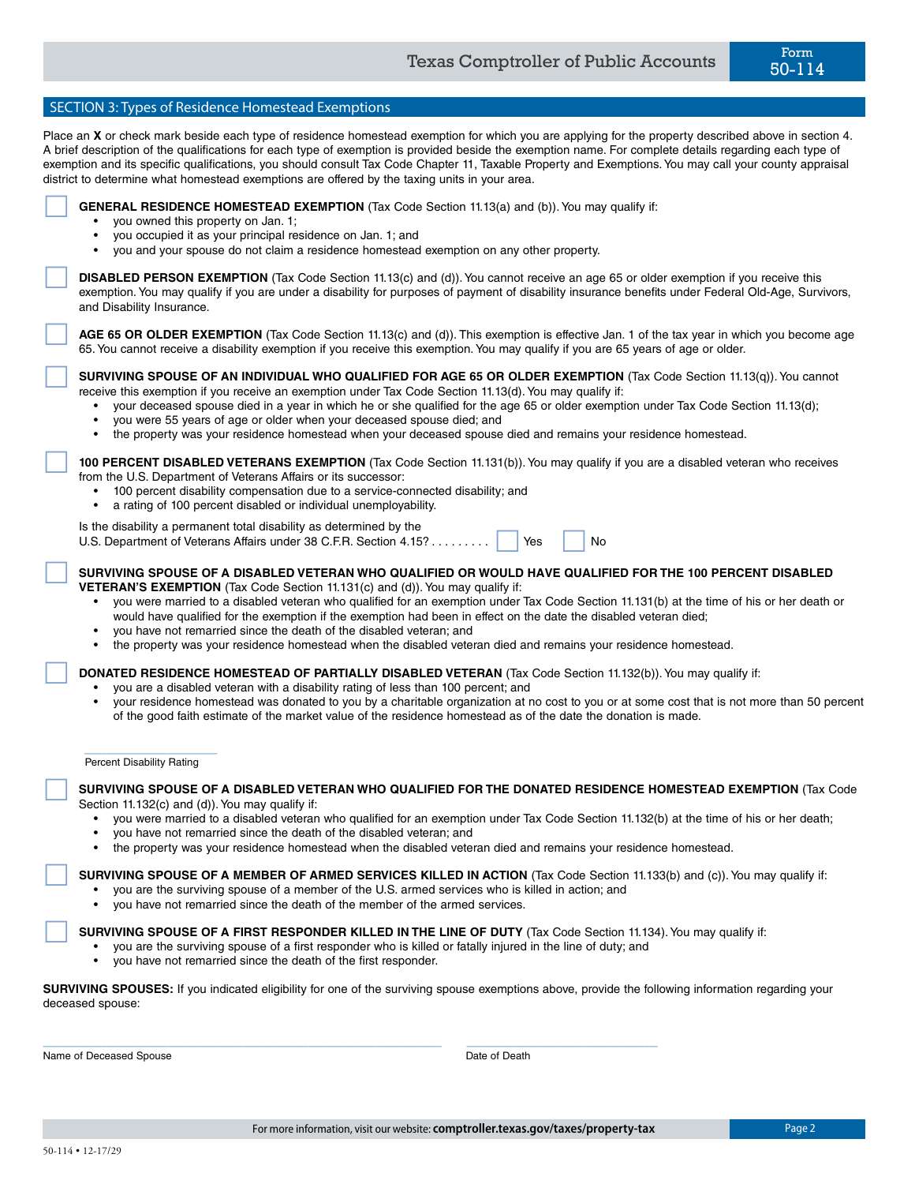## SECTION 3: Types of Residence Homestead Exemptions

Place an **X** or check mark beside each type of residence homestead exemption for which you are applying for the property described above in section 4. A brief description of the qualifications for each type of exemption is provided beside the exemption name. For complete details regarding each type of exemption and its specific qualifications, you should consult Tax Code Chapter 11, Taxable Property and Exemptions. You may call your county appraisal district to determine what homestead exemptions are offered by the taxing units in your area.

☐ **GENERAL RESIDENCE HOMESTEAD EXEMPTION** (Tax Code Section 11.13(a) and (b)). You may qualify if:

- you owned this property on Jan. 1;
- you occupied it as your principal residence on Jan. 1; and
- you and your spouse do not claim a residence homestead exemption on any other property.

☐ **DISABLED PERSON EXEMPTION** (Tax Code Section 11.13(c) and (d)). You cannot receive an age 65 or older exemption if you receive this exemption. You may qualify if you are under a disability for purposes of payment of disability insurance benefits under Federal Old-Age, Survivors, and Disability Insurance.

☐ **AGE 65 OR OLDER EXEMPTION** (Tax Code Section 11.13(c) and (d)). This exemption is effective Jan. 1 of the tax year in which you become age 65. You cannot receive a disability exemption if you receive this exemption. You may qualify if you are 65 years of age or older.

☐ **SURVIVING SPOUSE OF AN INDIVIDUAL WHO QUALIFIED FOR AGE 65 OR OLDER EXEMPTION** (Tax Code Section 11.13(q)). You cannot receive this exemption if you receive an exemption under Tax Code Section 11.13(d). You may qualify if:

- your deceased spouse died in a year in which he or she qualified for the age 65 or older exemption under Tax Code Section 11.13(d);
- you were 55 years of age or older when your deceased spouse died; and
- the property was your residence homestead when your deceased spouse died and remains your residence homestead.

☐ **100 PERCENT DISABLED VETERANS EXEMPTION** (Tax Code Section 11.131(b)). You may qualify if you are a disabled veteran who receives from the U.S. Department of Veterans Affairs or its successor:

- 100 percent disability compensation due to a service-connected disability; and
- a rating of 100 percent disabled or individual unemployability.

Is the disability a permanent total disability as determined by the U.S. Department of Veterans Affairs under 38 C.F.R. Section 4.15? . . . . . . . . . ☐ Yes ☐ No

☐ **SURVIVING SPOUSE OF A DISABLED VETERAN WHO QUALIFIED OR WOULD HAVE QUALIFIED FOR THE 100 PERCENT DISABLED VETERAN'S EXEMPTION** (Tax Code Section 11.131(c) and (d)). You may qualify if:

- you were married to a disabled veteran who qualified for an exemption under Tax Code Section 11.131(b) at the time of his or her death or would have qualified for the exemption if the exemption had been in effect on the date the disabled veteran died;
- you have not remarried since the death of the disabled veteran; and
- the property was your residence homestead when the disabled veteran died and remains your residence homestead.

☐ **DONATED RESIDENCE HOMESTEAD OF PARTIALLY DISABLED VETERAN** (Tax Code Section 11.132(b)). You may qualify if:

- you are a disabled veteran with a disability rating of less than 100 percent; and
- your residence homestead was donated to you by a charitable organization at no cost to you or at some cost that is not more than 50 percent of the good faith estimate of the market value of the residence homestead as of the date the donation is made.

\_\_\_\_\_\_\_\_\_\_\_\_\_\_\_\_\_\_\_\_
Percent Disability Rating

☐ **SURVIVING SPOUSE OF A DISABLED VETERAN WHO QUALIFIED FOR THE DONATED RESIDENCE HOMESTEAD EXEMPTION** (Tax Code Section 11.132(c) and (d)). You may qualify if:

- you were married to a disabled veteran who qualified for an exemption under Tax Code Section 11.132(b) at the time of his or her death;
- you have not remarried since the death of the disabled veteran; and
- the property was your residence homestead when the disabled veteran died and remains your residence homestead.

☐ **SURVIVING SPOUSE OF A MEMBER OF ARMED SERVICES KILLED IN ACTION** (Tax Code Section 11.133(b) and (c)). You may qualify if:

- you are the surviving spouse of a member of the U.S. armed services who is killed in action; and
- you have not remarried since the death of the member of the armed services.

☐ **SURVIVING SPOUSE OF A FIRST RESPONDER KILLED IN THE LINE OF DUTY** (Tax Code Section 11.134). You may qualify if:

- you are the surviving spouse of a first responder who is killed or fatally injured in the line of duty; and
- you have not remarried since the death of the first responder.

**SURVIVING SPOUSES:** If you indicated eligibility for one of the surviving spouse exemptions above, provide the following information regarding your deceased spouse:

| Name of Deceased Spouse | Date of Death |
|---|---|
| | |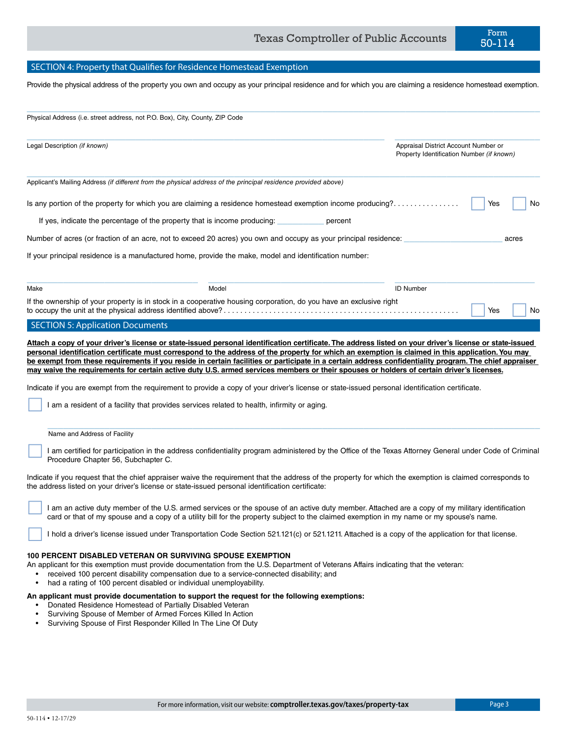## SECTION 4: Property that Qualifies for Residence Homestead Exemption

Provide the physical address of the property you own and occupy as your principal residence and for which you are claiming a residence homestead exemption.

_______________________________________________
Physical Address (i.e. street address, not P.O. Box), City, County, ZIP Code

_______________________________________________
Legal Description *(if known)*

_______________________________________________
Appraisal District Account Number or Property Identification Number *(if known)*

_______________________________________________
Applicant's Mailing Address *(if different from the physical address of the principal residence provided above)*

Is any portion of the property for which you are claiming a residence homestead exemption income producing? . . . . . . . . . . . . . . . . ☐ Yes ☐ No

If yes, indicate the percentage of the property that is income producing: ___________ percent

Number of acres (or fraction of an acre, not to exceed 20 acres) you own and occupy as your principal residence: _______________ acres

If your principal residence is a manufactured home, provide the make, model and identification number:

| Make | Model | ID Number |
|---|---|---|
| | | |

If the ownership of your property is in stock in a cooperative housing corporation, do you have an exclusive right to occupy the unit at the physical address identified above? . . . . . . . . . . . . . . . . ☐ Yes ☐ No

## SECTION 5: Application Documents

**Attach a copy of your driver's license or state-issued personal identification certificate. The address listed on your driver's license or state-issued personal identification certificate must correspond to the address of the property for which an exemption is claimed in this application. You may be exempt from these requirements if you reside in certain facilities or participate in a certain address confidentiality program. The chief appraiser may waive the requirements for certain active duty U.S. armed services members or their spouses or holders of certain driver's licenses.**

Indicate if you are exempt from the requirement to provide a copy of your driver's license or state-issued personal identification certificate.

☐ I am a resident of a facility that provides services related to health, infirmity or aging.

_______________________________________________
Name and Address of Facility

☐ I am certified for participation in the address confidentiality program administered by the Office of the Texas Attorney General under Code of Criminal Procedure Chapter 56, Subchapter C.

Indicate if you request that the chief appraiser waive the requirement that the address of the property for which the exemption is claimed corresponds to the address listed on your driver's license or state-issued personal identification certificate:

☐ I am an active duty member of the U.S. armed services or the spouse of an active duty member. Attached are a copy of my military identification card or that of my spouse and a copy of a utility bill for the property subject to the claimed exemption in my name or my spouse's name.

☐ I hold a driver's license issued under Transportation Code Section 521.121(c) or 521.1211. Attached is a copy of the application for that license.

**100 PERCENT DISABLED VETERAN OR SURVIVING SPOUSE EXEMPTION**

An applicant for this exemption must provide documentation from the U.S. Department of Veterans Affairs indicating that the veteran:

- received 100 percent disability compensation due to a service-connected disability; and
- had a rating of 100 percent disabled or individual unemployability.

**An applicant must provide documentation to support the request for the following exemptions:**

- Donated Residence Homestead of Partially Disabled Veteran
- Surviving Spouse of Member of Armed Forces Killed In Action
- Surviving Spouse of First Responder Killed In The Line Of Duty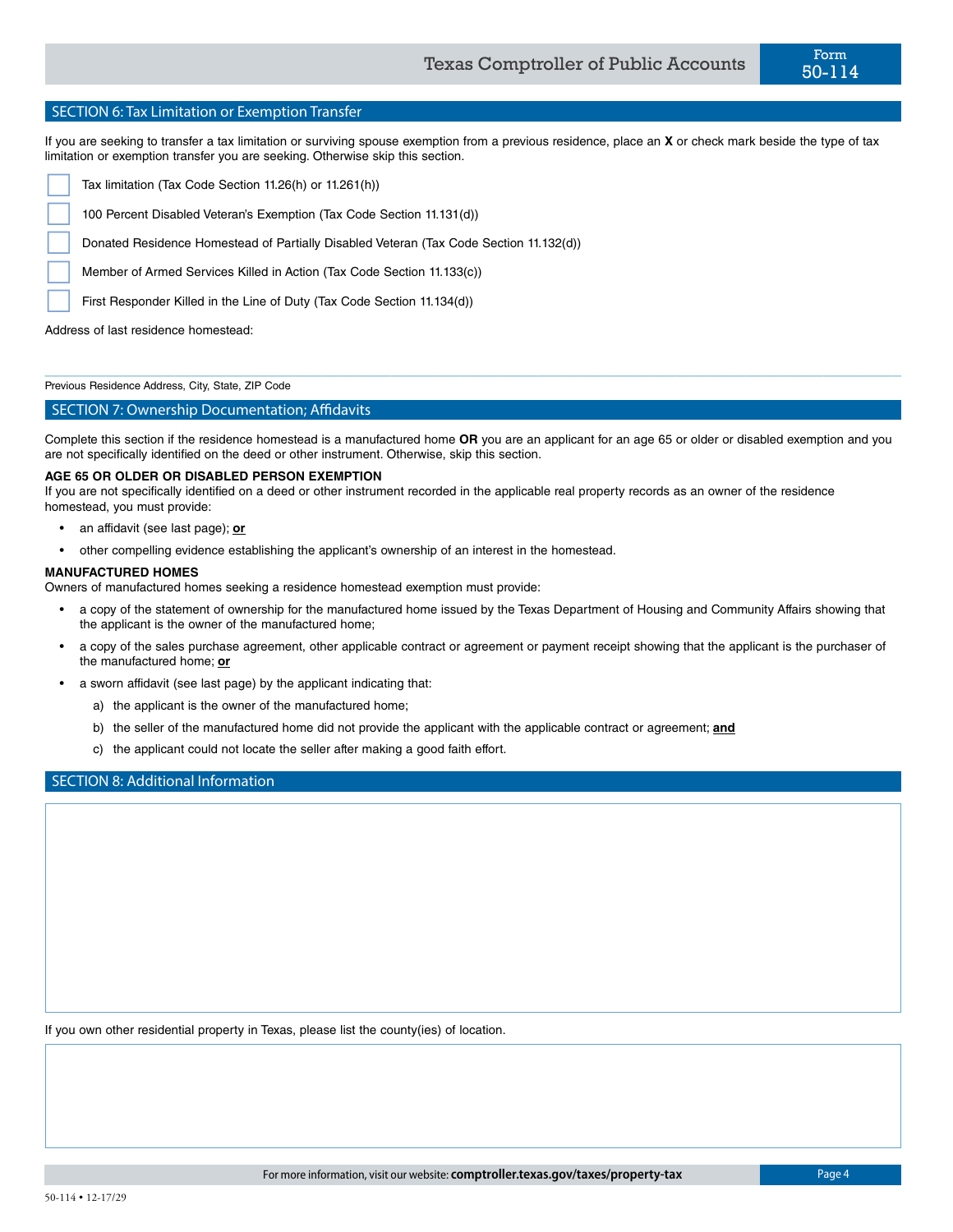## SECTION 6: Tax Limitation or Exemption Transfer

If you are seeking to transfer a tax limitation or surviving spouse exemption from a previous residence, place an **X** or check mark beside the type of tax limitation or exemption transfer you are seeking. Otherwise skip this section.

- ☐ Tax limitation (Tax Code Section 11.26(h) or 11.261(h))
- ☐ 100 Percent Disabled Veteran's Exemption (Tax Code Section 11.131(d))
- ☐ Donated Residence Homestead of Partially Disabled Veteran (Tax Code Section 11.132(d))
- ☐ Member of Armed Services Killed in Action (Tax Code Section 11.133(c))
- ☐ First Responder Killed in the Line of Duty (Tax Code Section 11.134(d))

Address of last residence homestead:

Previous Residence Address, City, State, ZIP Code

## SECTION 7: Ownership Documentation; Affidavits

Complete this section if the residence homestead is a manufactured home **OR** you are an applicant for an age 65 or older or disabled exemption and you are not specifically identified on the deed or other instrument. Otherwise, skip this section.

**AGE 65 OR OLDER OR DISABLED PERSON EXEMPTION**
If you are not specifically identified on a deed or other instrument recorded in the applicable real property records as an owner of the residence homestead, you must provide:

- an affidavit (see last page); **or**
- other compelling evidence establishing the applicant's ownership of an interest in the homestead.

**MANUFACTURED HOMES**
Owners of manufactured homes seeking a residence homestead exemption must provide:

- a copy of the statement of ownership for the manufactured home issued by the Texas Department of Housing and Community Affairs showing that the applicant is the owner of the manufactured home;
- a copy of the sales purchase agreement, other applicable contract or agreement or payment receipt showing that the applicant is the purchaser of the manufactured home; **or**
- a sworn affidavit (see last page) by the applicant indicating that:
  a) the applicant is the owner of the manufactured home;
  b) the seller of the manufactured home did not provide the applicant with the applicable contract or agreement; **and**
  c) the applicant could not locate the seller after making a good faith effort.

## SECTION 8: Additional Information

If you own other residential property in Texas, please list the county(ies) of location.

50-114 • 12-17/29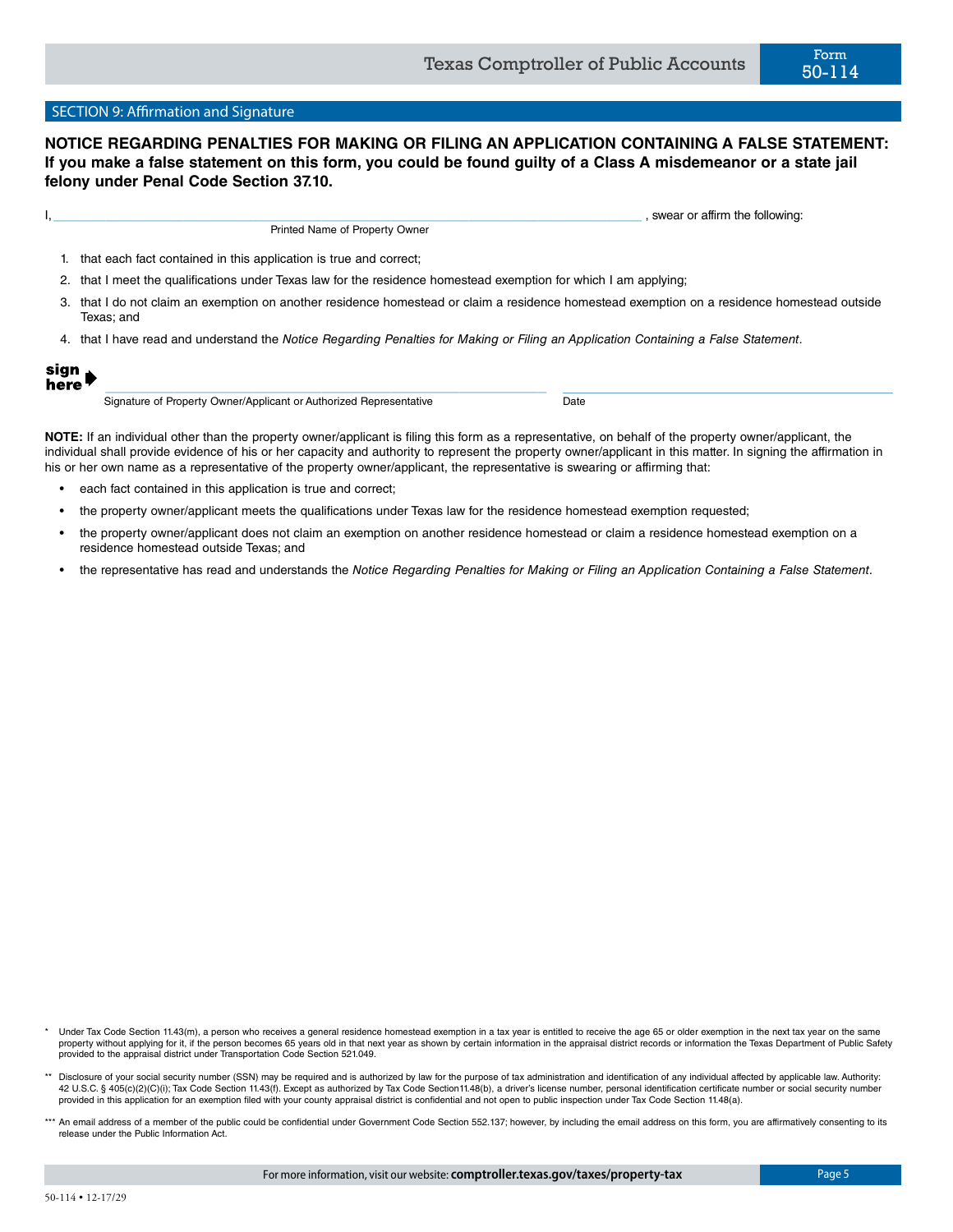## SECTION 9: Affirmation and Signature

**NOTICE REGARDING PENALTIES FOR MAKING OR FILING AN APPLICATION CONTAINING A FALSE STATEMENT: If you make a false statement on this form, you could be found guilty of a Class A misdemeanor or a state jail felony under Penal Code Section 37.10.**

I, ______________________________________________, swear or affirm the following:
Printed Name of Property Owner

1. that each fact contained in this application is true and correct;
2. that I meet the qualifications under Texas law for the residence homestead exemption for which I am applying;
3. that I do not claim an exemption on another residence homestead or claim a residence homestead exemption on a residence homestead outside Texas; and
4. that I have read and understand the *Notice Regarding Penalties for Making or Filing an Application Containing a False Statement*.

**sign here** ______________________________________________ ______________________________
Signature of Property Owner/Applicant or Authorized Representative — Date

**NOTE:** If an individual other than the property owner/applicant is filing this form as a representative, on behalf of the property owner/applicant, the individual shall provide evidence of his or her capacity and authority to represent the property owner/applicant in this matter. In signing the affirmation in his or her own name as a representative of the property owner/applicant, the representative is swearing or affirming that:

- each fact contained in this application is true and correct;
- the property owner/applicant meets the qualifications under Texas law for the residence homestead exemption requested;
- the property owner/applicant does not claim an exemption on another residence homestead or claim a residence homestead exemption on a residence homestead outside Texas; and
- the representative has read and understands the *Notice Regarding Penalties for Making or Filing an Application Containing a False Statement*.

\* Under Tax Code Section 11.43(m), a person who receives a general residence homestead exemption in a tax year is entitled to receive the age 65 or older exemption in the next tax year on the same property without applying for it, if the person becomes 65 years old in that next year as shown by certain information in the appraisal district records or information the Texas Department of Public Safety provided to the appraisal district under Transportation Code Section 521.049.

\*\* Disclosure of your social security number (SSN) may be required and is authorized by law for the purpose of tax administration and identification of any individual affected by applicable law. Authority: 42 U.S.C. § 405(c)(2)(C)(i); Tax Code Section 11.43(f). Except as authorized by Tax Code Section11.48(b), a driver's license number, personal identification certificate number or social security number provided in this application for an exemption filed with your county appraisal district is confidential and not open to public inspection under Tax Code Section 11.48(a).

\*\*\* An email address of a member of the public could be confidential under Government Code Section 552.137; however, by including the email address on this form, you are affirmatively consenting to its release under the Public Information Act.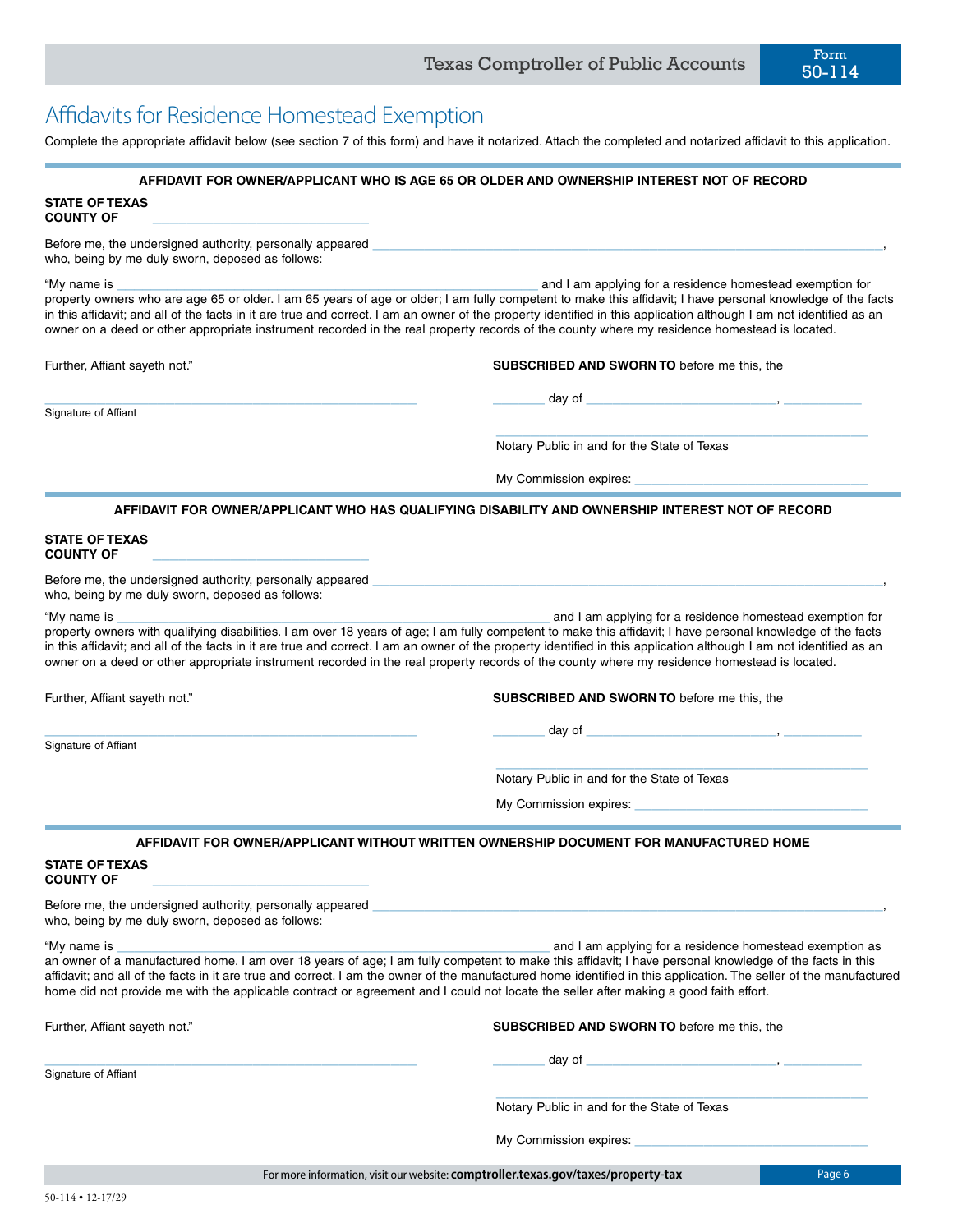# Affidavits for Residence Homestead Exemption

Complete the appropriate affidavit below (see section 7 of this form) and have it notarized. Attach the completed and notarized affidavit to this application.

## AFFIDAVIT FOR OWNER/APPLICANT WHO IS AGE 65 OR OLDER AND OWNERSHIP INTEREST NOT OF RECORD

**STATE OF TEXAS**
**COUNTY OF** ______________________________

Before me, the undersigned authority, personally appeared ______________________________________________________________________,
who, being by me duly sworn, deposed as follows:

"My name is ____________________________________________________________ and I am applying for a residence homestead exemption for property owners who are age 65 or older. I am 65 years of age or older; I am fully competent to make this affidavit; I have personal knowledge of the facts in this affidavit; and all of the facts in it are true and correct. I am an owner of the property identified in this application although I am not identified as an owner on a deed or other appropriate instrument recorded in the real property records of the county where my residence homestead is located.

Further, Affiant sayeth not."

___________________________________________________
Signature of Affiant

**SUBSCRIBED AND SWORN TO** before me this, the

_______ day of ___________________________, ___________

___________________________________________________
Notary Public in and for the State of Texas

My Commission expires: _________________________________

## AFFIDAVIT FOR OWNER/APPLICANT WHO HAS QUALIFYING DISABILITY AND OWNERSHIP INTEREST NOT OF RECORD

**STATE OF TEXAS**
**COUNTY OF** ______________________________

Before me, the undersigned authority, personally appeared ______________________________________________________________________,
who, being by me duly sworn, deposed as follows:

"My name is ____________________________________________________________ and I am applying for a residence homestead exemption for property owners with qualifying disabilities. I am over 18 years of age; I am fully competent to make this affidavit; I have personal knowledge of the facts in this affidavit; and all of the facts in it are true and correct. I am an owner of the property identified in this application although I am not identified as an owner on a deed or other appropriate instrument recorded in the real property records of the county where my residence homestead is located.

Further, Affiant sayeth not."

___________________________________________________
Signature of Affiant

**SUBSCRIBED AND SWORN TO** before me this, the

_______ day of ___________________________, ___________

___________________________________________________
Notary Public in and for the State of Texas

My Commission expires: _________________________________

## AFFIDAVIT FOR OWNER/APPLICANT WITHOUT WRITTEN OWNERSHIP DOCUMENT FOR MANUFACTURED HOME

**STATE OF TEXAS**
**COUNTY OF** ______________________________

Before me, the undersigned authority, personally appeared ______________________________________________________________________,
who, being by me duly sworn, deposed as follows:

"My name is ____________________________________________________________ and I am applying for a residence homestead exemption as an owner of a manufactured home. I am over 18 years of age; I am fully competent to make this affidavit; I have personal knowledge of the facts in this affidavit; and all of the facts in it are true and correct. I am the owner of the manufactured home identified in this application. The seller of the manufactured home did not provide me with the applicable contract or agreement and I could not locate the seller after making a good faith effort.

Further, Affiant sayeth not."

___________________________________________________
Signature of Affiant

**SUBSCRIBED AND SWORN TO** before me this, the

_______ day of ___________________________, ___________

___________________________________________________
Notary Public in and for the State of Texas

My Commission expires: _________________________________

For more information, visit our website: **comptroller.texas.gov/taxes/property-tax**